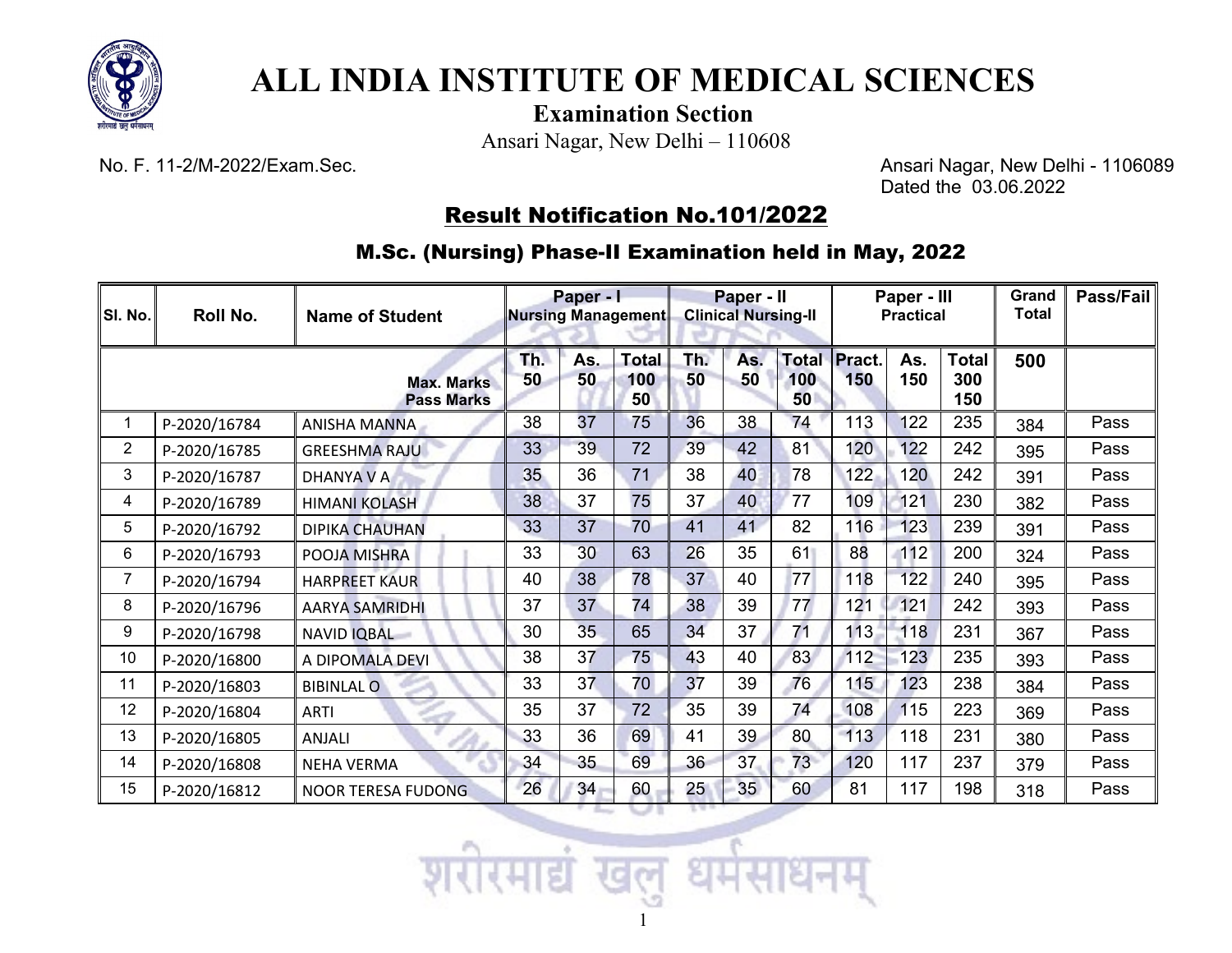# ALL INDIA INSTITUTE OF MEDICAL SCIENCES

**Examination Section**

Ansari Nagar, New Delhi – 110608

No. F. 11-2/M-2022/Exam.Sec.

Ansari Nagar, New Delhi - 1106089
Dated the 03.06.2022

## Result Notification No.101/2022

### M.Sc. (Nursing) Phase-II Examination held in May, 2022

| Sl. No. | Roll No. | Name of Student | Paper - I Nursing Management | | | Paper - II Clinical Nursing-II | | | Paper - III Practical | | | Grand Total | Pass/Fail |
|---|---|---|---|---|---|---|---|---|---|---|---|---|---|
| | | Max. Marks Pass Marks | Th. 50 | As. 50 | Total 100 50 | Th. 50 | As. 50 | Total 100 50 | Pract. 150 | As. 150 | Total 300 150 | 500 | |
| 1 | P-2020/16784 | ANISHA MANNA | 38 | 37 | 75 | 36 | 38 | 74 | 113 | 122 | 235 | 384 | Pass |
| 2 | P-2020/16785 | GREESHMA RAJU | 33 | 39 | 72 | 39 | 42 | 81 | 120 | 122 | 242 | 395 | Pass |
| 3 | P-2020/16787 | DHANYA V A | 35 | 36 | 71 | 38 | 40 | 78 | 122 | 120 | 242 | 391 | Pass |
| 4 | P-2020/16789 | HIMANI KOLASH | 38 | 37 | 75 | 37 | 40 | 77 | 109 | 121 | 230 | 382 | Pass |
| 5 | P-2020/16792 | DIPIKA CHAUHAN | 33 | 37 | 70 | 41 | 41 | 82 | 116 | 123 | 239 | 391 | Pass |
| 6 | P-2020/16793 | POOJA MISHRA | 33 | 30 | 63 | 26 | 35 | 61 | 88 | 112 | 200 | 324 | Pass |
| 7 | P-2020/16794 | HARPREET KAUR | 40 | 38 | 78 | 37 | 40 | 77 | 118 | 122 | 240 | 395 | Pass |
| 8 | P-2020/16796 | AARYA SAMRIDHI | 37 | 37 | 74 | 38 | 39 | 77 | 121 | 121 | 242 | 393 | Pass |
| 9 | P-2020/16798 | NAVID IQBAL | 30 | 35 | 65 | 34 | 37 | 71 | 113 | 118 | 231 | 367 | Pass |
| 10 | P-2020/16800 | A DIPOMALA DEVI | 38 | 37 | 75 | 43 | 40 | 83 | 112 | 123 | 235 | 393 | Pass |
| 11 | P-2020/16803 | BIBINLAL O | 33 | 37 | 70 | 37 | 39 | 76 | 115 | 123 | 238 | 384 | Pass |
| 12 | P-2020/16804 | ARTI | 35 | 37 | 72 | 35 | 39 | 74 | 108 | 115 | 223 | 369 | Pass |
| 13 | P-2020/16805 | ANJALI | 33 | 36 | 69 | 41 | 39 | 80 | 113 | 118 | 231 | 380 | Pass |
| 14 | P-2020/16808 | NEHA VERMA | 34 | 35 | 69 | 36 | 37 | 73 | 120 | 117 | 237 | 379 | Pass |
| 15 | P-2020/16812 | NOOR TERESA FUDONG | 26 | 34 | 60 | 25 | 35 | 60 | 81 | 117 | 198 | 318 | Pass |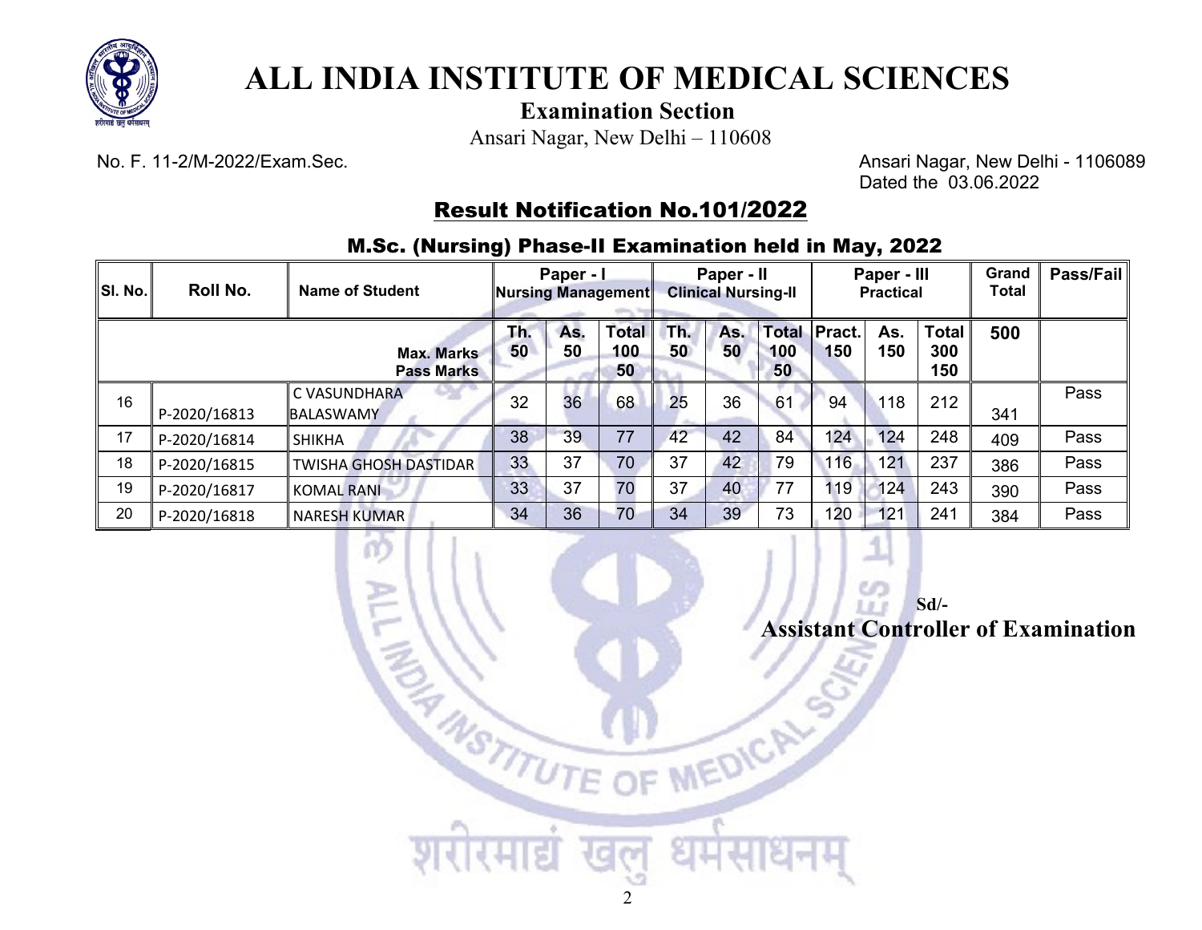# ALL INDIA INSTITUTE OF MEDICAL SCIENCES

**Examination Section**

Ansari Nagar, New Delhi – 110608

No. F. 11-2/M-2022/Exam.Sec.

Ansari Nagar, New Delhi - 1106089
Dated the 03.06.2022

## Result Notification No.101/2022

### M.Sc. (Nursing) Phase-II Examination held in May, 2022

| Sl. No. | Roll No. | Name of Student | Paper - I Nursing Management | | | Paper - II Clinical Nursing-II | | | Paper - III Practical | | | Grand Total | Pass/Fail |
|---|---|---|---|---|---|---|---|---|---|---|---|---|---|
| | | Max. Marks / Pass Marks | Th. 50 | As. 50 | Total 100 / 50 | Th. 50 | As. 50 | Total 100 / 50 | Pract. 150 | As. 150 | Total 300 / 150 | 500 | |
| 16 | P-2020/16813 | C VASUNDHARA BALASWAMY | 32 | 36 | 68 | 25 | 36 | 61 | 94 | 118 | 212 | 341 | Pass |
| 17 | P-2020/16814 | SHIKHA | 38 | 39 | 77 | 42 | 42 | 84 | 124 | 124 | 248 | 409 | Pass |
| 18 | P-2020/16815 | TWISHA GHOSH DASTIDAR | 33 | 37 | 70 | 37 | 42 | 79 | 116 | 121 | 237 | 386 | Pass |
| 19 | P-2020/16817 | KOMAL RANI | 33 | 37 | 70 | 37 | 40 | 77 | 119 | 124 | 243 | 390 | Pass |
| 20 | P-2020/16818 | NARESH KUMAR | 34 | 36 | 70 | 34 | 39 | 73 | 120 | 121 | 241 | 384 | Pass |

Sd/-
**Assistant Controller of Examination**